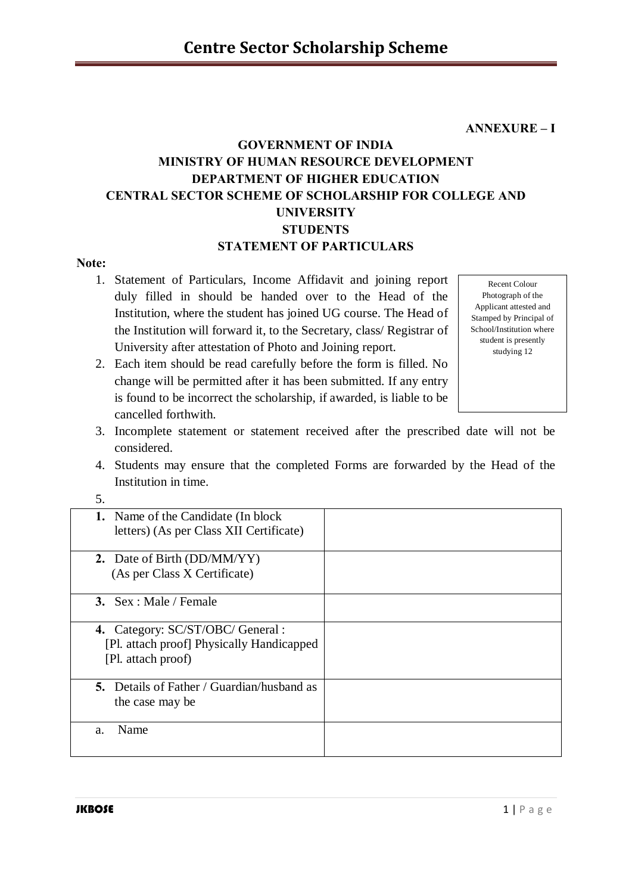**ANNEXURE – I**

**GOVERNMENT OF INDIA**
**MINISTRY OF HUMAN RESOURCE DEVELOPMENT**
**DEPARTMENT OF HIGHER EDUCATION**
**CENTRAL SECTOR SCHEME OF SCHOLARSHIP FOR COLLEGE AND UNIVERSITY**
**STUDENTS**
**STATEMENT OF PARTICULARS**

**Note:**

1. Statement of Particulars, Income Affidavit and joining report duly filled in should be handed over to the Head of the Institution, where the student has joined UG course. The Head of the Institution will forward it, to the Secretary, class/ Registrar of University after attestation of Photo and Joining report.
2. Each item should be read carefully before the form is filled. No change will be permitted after it has been submitted. If any entry is found to be incorrect the scholarship, if awarded, is liable to be cancelled forthwith.
3. Incomplete statement or statement received after the prescribed date will not be considered.
4. Students may ensure that the completed Forms are forwarded by the Head of the Institution in time.
5.

| Recent Colour Photograph of the Applicant attested and Stamped by Principal of School/Institution where student is presently studying 12 |
|---|

| | |
|---|---|
| **1.** Name of the Candidate (In block letters) (As per Class XII Certificate) | |
| **2.** Date of Birth (DD/MM/YY) (As per Class X Certificate) | |
| **3.** Sex : Male / Female | |
| **4.** Category: SC/ST/OBC/ General : [Pl. attach proof] Physically Handicapped [Pl. attach proof) | |
| **5.** Details of Father / Guardian/husband as the case may be | |
| a. Name | |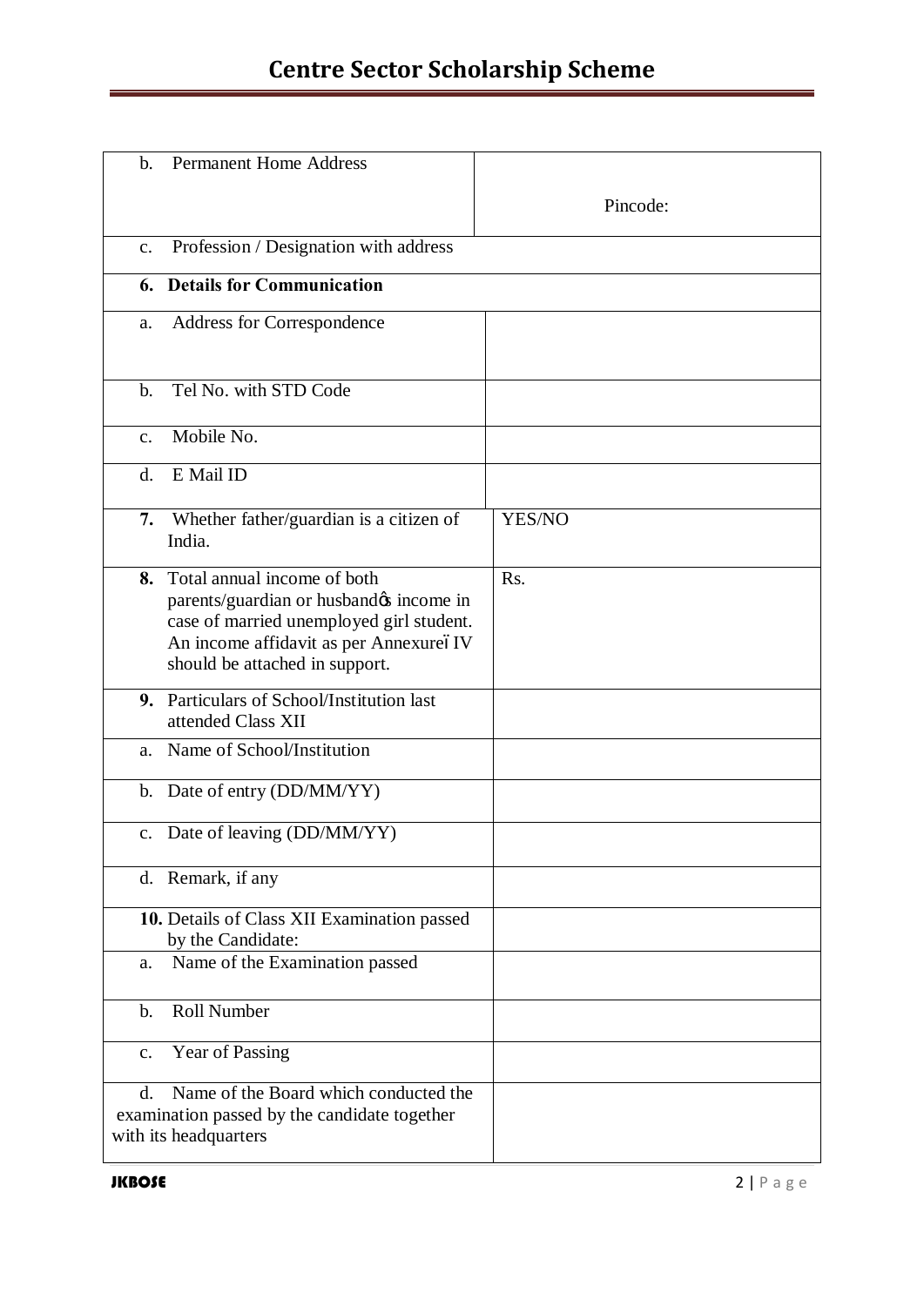| | |
|---|---|
| b. Permanent Home Address | Pincode: |
| c. Profession / Designation with address | |
| **6. Details for Communication** | |
| a. Address for Correspondence | |
| b. Tel No. with STD Code | |
| c. Mobile No. | |
| d. E Mail ID | |
| **7.** Whether father/guardian is a citizen of India. | YES/NO |
| **8.** Total annual income of both parents/guardian or husband's income in case of married unemployed girl student. An income affidavit as per Annexure–IV should be attached in support. | Rs. |
| **9.** Particulars of School/Institution last attended Class XII | |
| a. Name of School/Institution | |
| b. Date of entry (DD/MM/YY) | |
| c. Date of leaving (DD/MM/YY) | |
| d. Remark, if any | |
| **10.** Details of Class XII Examination passed by the Candidate: | |
| a. Name of the Examination passed | |
| b. Roll Number | |
| c. Year of Passing | |
| d. Name of the Board which conducted the examination passed by the candidate together with its headquarters | |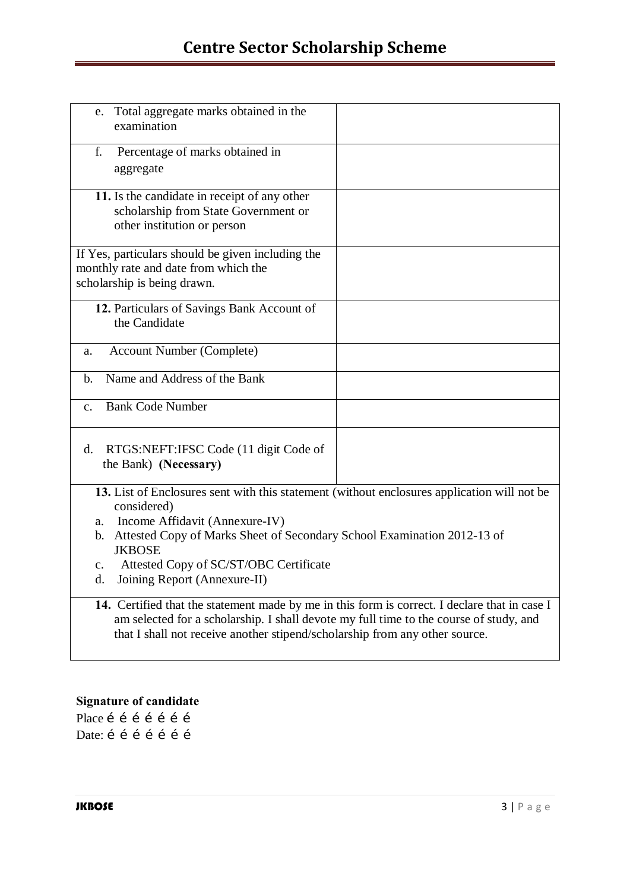| | |
|---|---|
| e. Total aggregate marks obtained in the examination | |
| f. Percentage of marks obtained in aggregate | |
| **11.** Is the candidate in receipt of any other scholarship from State Government or other institution or person | |
| If Yes, particulars should be given including the monthly rate and date from which the scholarship is being drawn. | |
| **12.** Particulars of Savings Bank Account of the Candidate | |
| a. Account Number (Complete) | |
| b. Name and Address of the Bank | |
| c. Bank Code Number | |
| d. RTGS:NEFT:IFSC Code (11 digit Code of the Bank) **(Necessary)** | |

**13.** List of Enclosures sent with this statement (without enclosures application will not be considered)

a. Income Affidavit (Annexure-IV)
b. Attested Copy of Marks Sheet of Secondary School Examination 2012-13 of JKBOSE
c. Attested Copy of SC/ST/OBC Certificate
d. Joining Report (Annexure-II)

**14.** Certified that the statement made by me in this form is correct. I declare that in case I am selected for a scholarship. I shall devote my full time to the course of study, and that I shall not receive another stipend/scholarship from any other source.

**Signature of candidate**

Place é é é é é é é

Date: é é é é é é é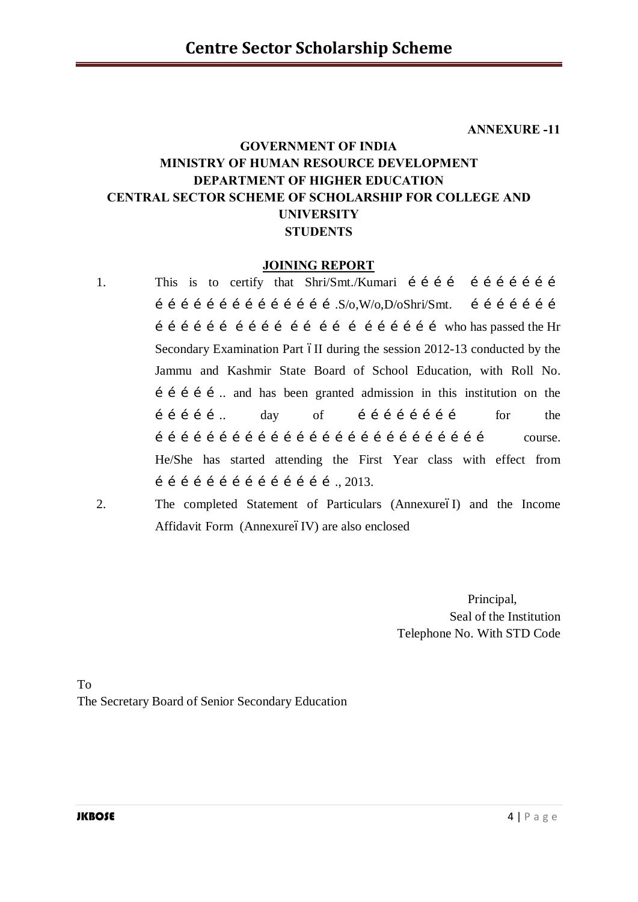**ANNEXURE -11**

**GOVERNMENT OF INDIA**
**MINISTRY OF HUMAN RESOURCE DEVELOPMENT**
**DEPARTMENT OF HIGHER EDUCATION**
**CENTRAL SECTOR SCHEME OF SCHOLARSHIP FOR COLLEGE AND UNIVERSITY STUDENTS**

## JOINING REPORT

1. This is to certify that Shri/Smt./Kumari é é é é é é é é é é é é é é é é é é é é é é é é é é é é é é .S/o,W/o,D/oShri/Smt. é é é é é é é é é é é é é é é é é é é é é é é é é é é é é who has passed the Hr Secondary Examination Part ïII during the session 2012-13 conducted by the Jammu and Kashmir State Board of School Education, with Roll No. é é é é é .. and has been granted admission in this institution on the é é é é é .. day of é é é é é é é é é for the é é é é é é é é é é é é é é é é é é é é é é é é é é é é course. He/She has started attending the First Year class with effect from é é é é é é é é é é é é é é é ., 2013.

2. The completed Statement of Particulars (Annexureï I) and the Income Affidavit Form (Annexureï IV) are also enclosed

Principal,
Seal of the Institution
Telephone No. With STD Code

To
The Secretary Board of Senior Secondary Education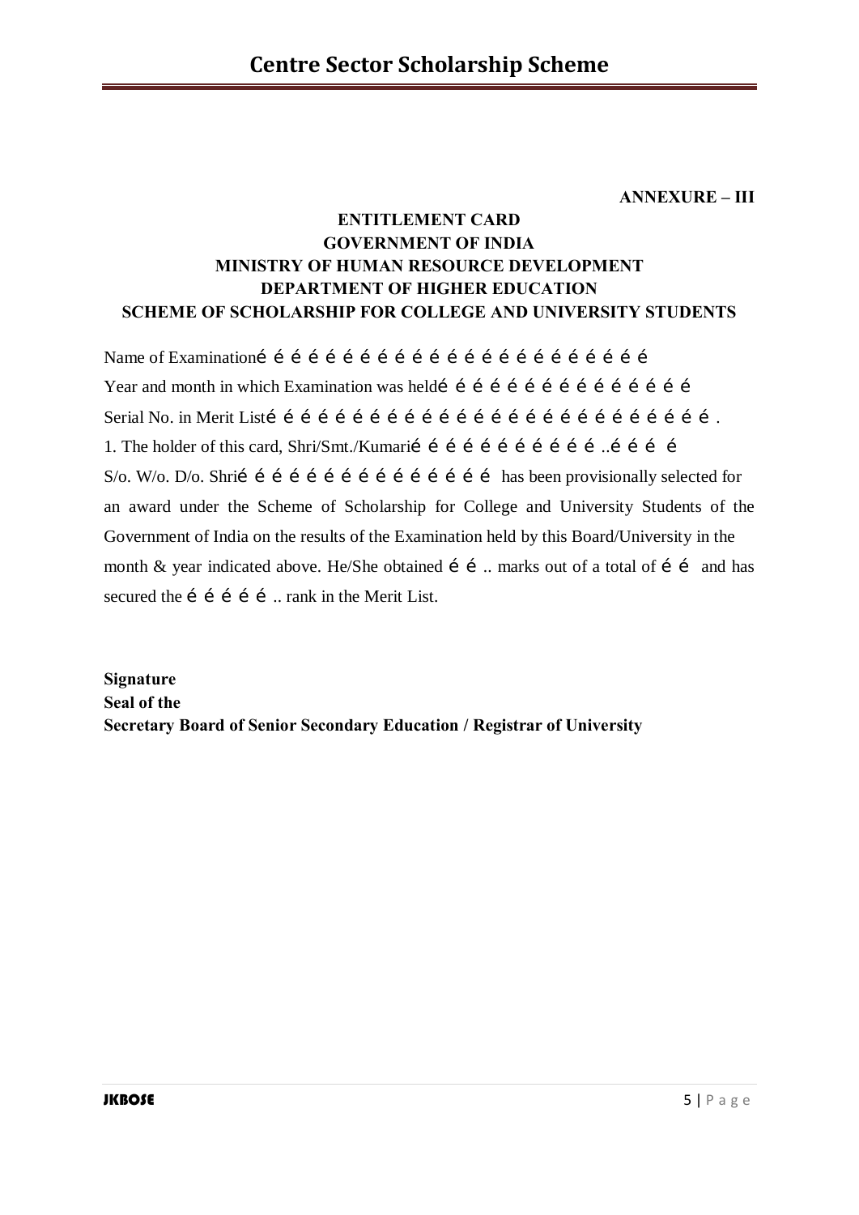**ANNEXURE – III**

**ENTITLEMENT CARD**
**GOVERNMENT OF INDIA**
**MINISTRY OF HUMAN RESOURCE DEVELOPMENT**
**DEPARTMENT OF HIGHER EDUCATION**
**SCHEME OF SCHOLARSHIP FOR COLLEGE AND UNIVERSITY STUDENTS**

Name of Examinationé é é é é é é é é é é é é é é é é é é é é é é

Year and month in which Examination was heldé é é é é é é é é é é é é é é

Serial No. in Merit Listé é é é é é é é é é é é é é é é é é é é é é é é é é é .

1. The holder of this card, Shri/Smt./Kumarié é é é é é é é é é é ..é é é é

S/o. W/o. D/o. Shrié é é é é é é é é é é é é é é é has been provisionally selected for an award under the Scheme of Scholarship for College and University Students of the Government of India on the results of the Examination held by this Board/University in the month & year indicated above. He/She obtained é é .. marks out of a total of é é and has secured the é é é é é .. rank in the Merit List.

**Signature**
**Seal of the**
**Secretary Board of Senior Secondary Education / Registrar of University**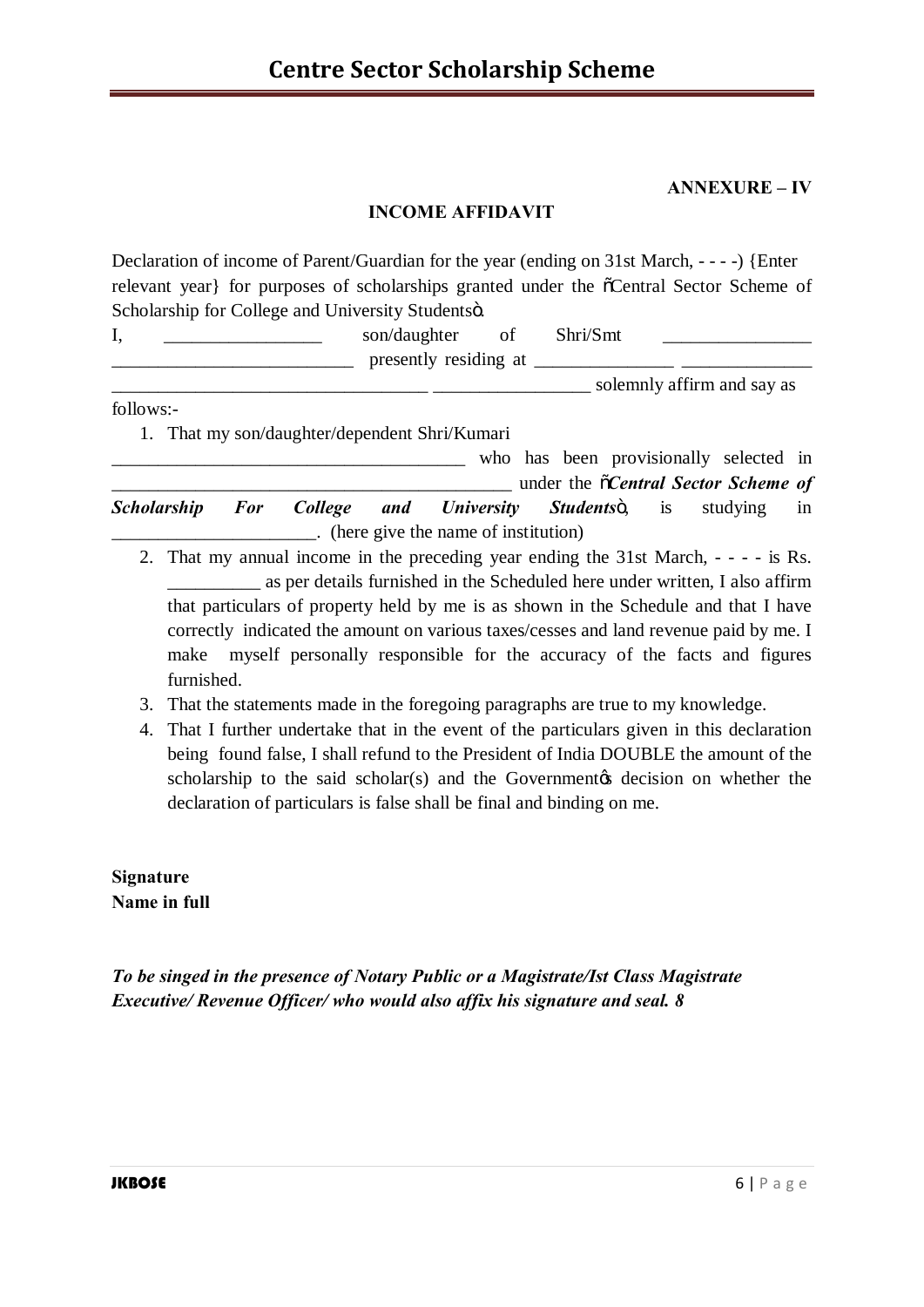**ANNEXURE – IV**

**INCOME AFFIDAVIT**

Declaration of income of Parent/Guardian for the year (ending on 31st March, - - - -) {Enter relevant year} for purposes of scholarships granted under the "Central Sector Scheme of Scholarship for College and University Students".

I, ________________ son/daughter of Shri/Smt _______________ _________________________ presently residing at _______________ ______________ _________________________________ ________________ solemnly affirm and say as follows:-

1. That my son/daughter/dependent Shri/Kumari _____________________________________ who has been provisionally selected in __________________________________________ under the "***Central Sector Scheme of Scholarship For College and University Students***", is studying in ______________________. (here give the name of institution)
2. That my annual income in the preceding year ending the 31st March, - - - - is Rs. __________ as per details furnished in the Scheduled here under written, I also affirm that particulars of property held by me is as shown in the Schedule and that I have correctly indicated the amount on various taxes/cesses and land revenue paid by me. I make myself personally responsible for the accuracy of the facts and figures furnished.
3. That the statements made in the foregoing paragraphs are true to my knowledge.
4. That I further undertake that in the event of the particulars given in this declaration being found false, I shall refund to the President of India DOUBLE the amount of the scholarship to the said scholar(s) and the Government's decision on whether the declaration of particulars is false shall be final and binding on me.

**Signature**
**Name in full**

***To be singed in the presence of Notary Public or a Magistrate/Ist Class Magistrate Executive/ Revenue Officer/ who would also affix his signature and seal. 8***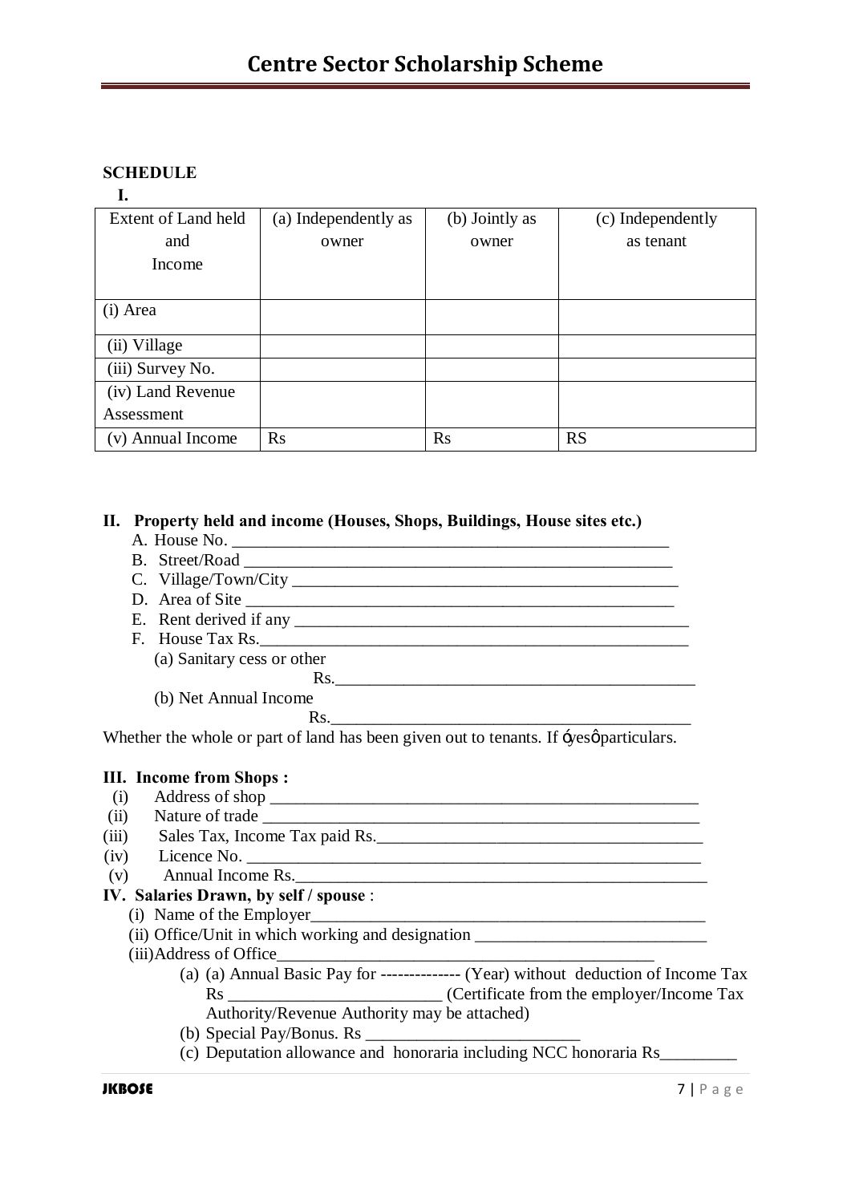**SCHEDULE**

**I.**

| Extent of Land held and Income | (a) Independently as owner | (b) Jointly as owner | (c) Independently as tenant |
|---|---|---|---|
| (i) Area | | | |
| (ii) Village | | | |
| (iii) Survey No. | | | |
| (iv) Land Revenue Assessment | | | |
| (v) Annual Income | Rs | Rs | RS |

**II. Property held and income (Houses, Shops, Buildings, House sites etc.)**

A. House No. ___________________________________________________

B. Street/Road ___________________________________________________

C. Village/Town/City ______________________________________________

D. Area of Site ___________________________________________________

E. Rent derived if any _____________________________________________

F. House Tax Rs.__________________________________________________

(a) Sanitary cess or other

Rs.___________________________________________

(b) Net Annual Income

Rs.___________________________________________

Whether the whole or part of land has been given out to tenants. If ‘yes’ particulars.

**III. Income from Shops :**

(i) Address of shop ____________________________________________________

(ii) Nature of trade ____________________________________________________

(iii) Sales Tax, Income Tax paid Rs.________________________________________

(iv) Licence No. _______________________________________________________

(v) Annual Income Rs.__________________________________________________

**IV. Salaries Drawn, by self / spouse** :

(i) Name of the Employer_______________________________________________

(ii) Office/Unit in which working and designation ___________________________

(iii)Address of Office_____________________________________________

(a) (a) Annual Basic Pay for -------------- (Year) without deduction of Income Tax Rs _________________________ (Certificate from the employer/Income Tax Authority/Revenue Authority may be attached)

(b) Special Pay/Bonus. Rs _________________________

(c) Deputation allowance and honoraria including NCC honoraria Rs_________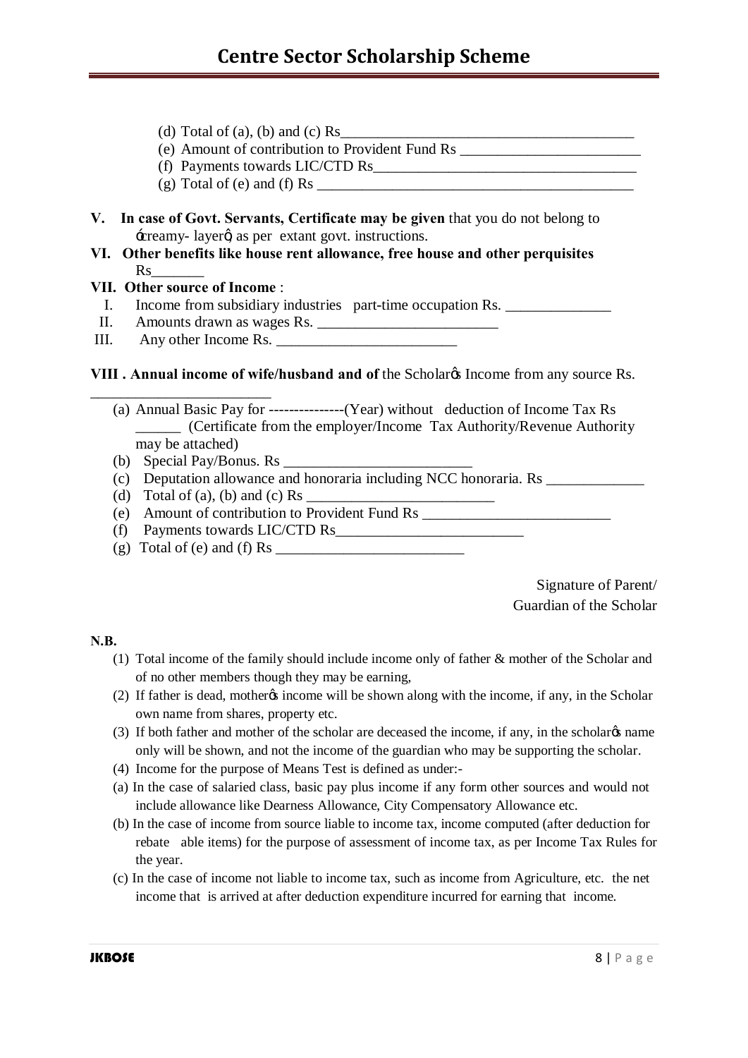(d) Total of (a), (b) and (c) Rs________________________________________

(e) Amount of contribution to Provident Fund Rs ________________________

(f) Payments towards LIC/CTD Rs___________________________________

(g) Total of (e) and (f) Rs ___________________________________________

**V. In case of Govt. Servants, Certificate may be given** that you do not belong to 'creamy- layer', as per extant govt. instructions.

**VI. Other benefits like house rent allowance, free house and other perquisites** Rs_______

**VII. Other source of Income** :

I. Income from subsidiary industries part-time occupation Rs. ______________

II. Amounts drawn as wages Rs. ________________________

III. Any other Income Rs. ________________________

**VIII . Annual income of wife/husband and of** the Scholar's Income from any source Rs. ________________________

(a) Annual Basic Pay for ---------------(Year) without deduction of Income Tax Rs ______ (Certificate from the employer/Income Tax Authority/Revenue Authority may be attached)

(b) Special Pay/Bonus. Rs _________________________

(c) Deputation allowance and honoraria including NCC honoraria. Rs _____________

(d) Total of (a), (b) and (c) Rs _________________________

(e) Amount of contribution to Provident Fund Rs _________________________

(f) Payments towards LIC/CTD Rs_________________________

(g) Total of (e) and (f) Rs _________________________

Signature of Parent/
Guardian of the Scholar

**N.B.**

(1) Total income of the family should include income only of father & mother of the Scholar and of no other members though they may be earning,

(2) If father is dead, mother's income will be shown along with the income, if any, in the Scholar own name from shares, property etc.

(3) If both father and mother of the scholar are deceased the income, if any, in the scholar's name only will be shown, and not the income of the guardian who may be supporting the scholar.

(4) Income for the purpose of Means Test is defined as under:-

(a) In the case of salaried class, basic pay plus income if any form other sources and would not include allowance like Dearness Allowance, City Compensatory Allowance etc.

(b) In the case of income from source liable to income tax, income computed (after deduction for rebate able items) for the purpose of assessment of income tax, as per Income Tax Rules for the year.

(c) In the case of income not liable to income tax, such as income from Agriculture, etc. the net income that is arrived at after deduction expenditure incurred for earning that income.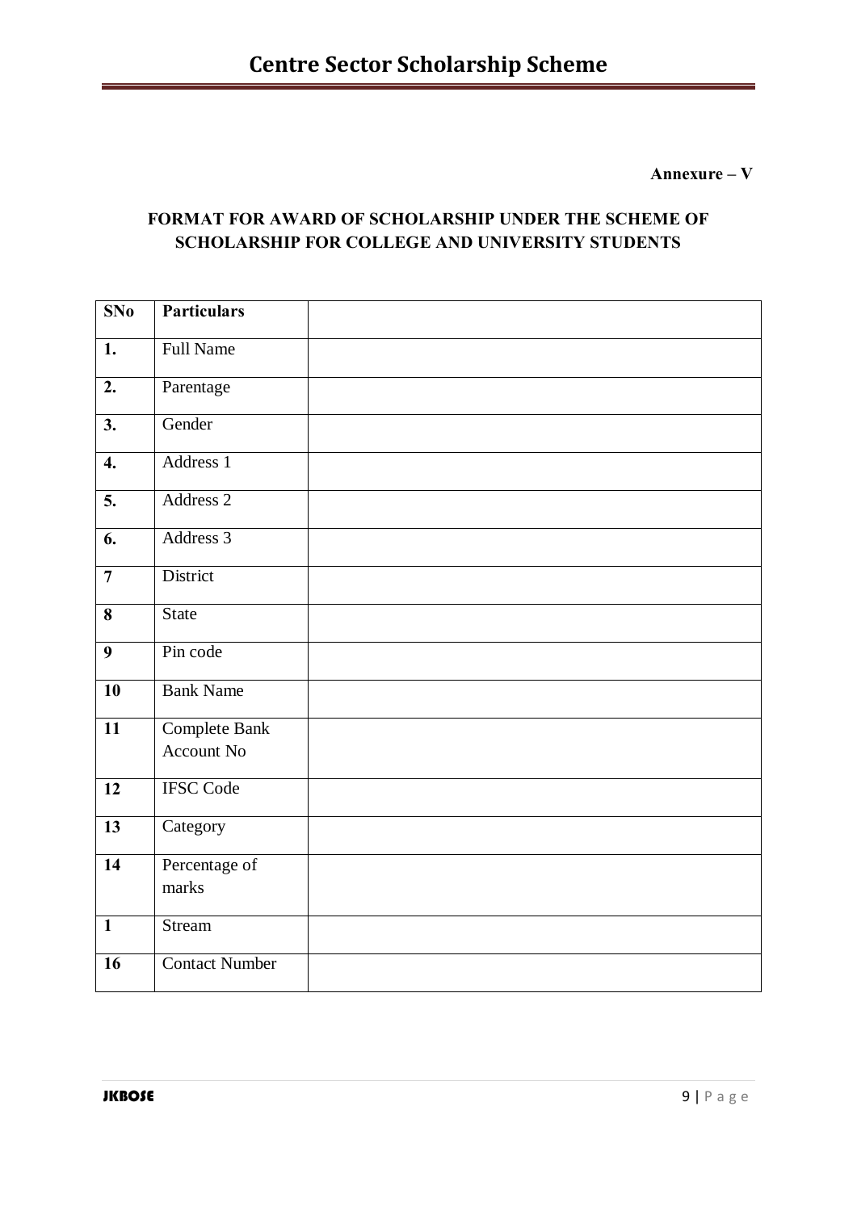**Annexure – V**

**FORMAT FOR AWARD OF SCHOLARSHIP UNDER THE SCHEME OF SCHOLARSHIP FOR COLLEGE AND UNIVERSITY STUDENTS**

| SNo | Particulars | |
|---|---|---|
| 1. | Full Name | |
| 2. | Parentage | |
| 3. | Gender | |
| 4. | Address 1 | |
| 5. | Address 2 | |
| 6. | Address 3 | |
| 7 | District | |
| 8 | State | |
| 9 | Pin code | |
| 10 | Bank Name | |
| 11 | Complete Bank Account No | |
| 12 | IFSC Code | |
| 13 | Category | |
| 14 | Percentage of marks | |
| 1 | Stream | |
| 16 | Contact Number | |